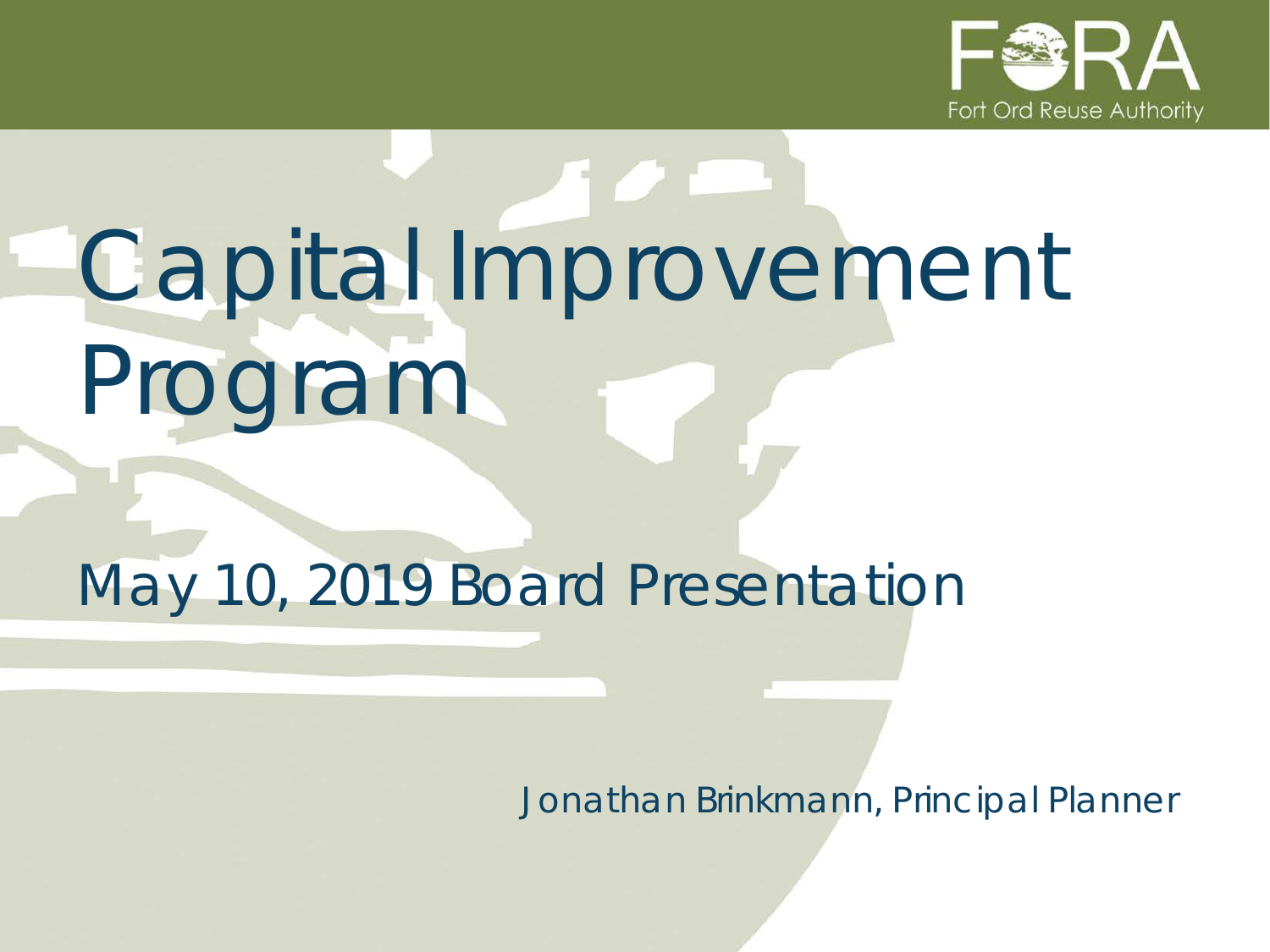FORA
Fort Ord Reuse Authority

# Capital Improvement Program

## May 10, 2019 Board Presentation

Jonathan Brinkmann, Principal Planner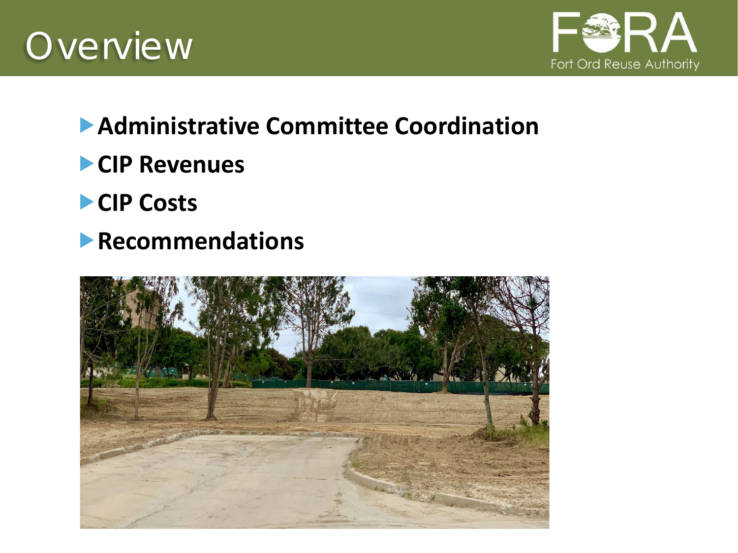# Overview

- **Administrative Committee Coordination**
- **CIP Revenues**
- **CIP Costs**
- **Recommendations**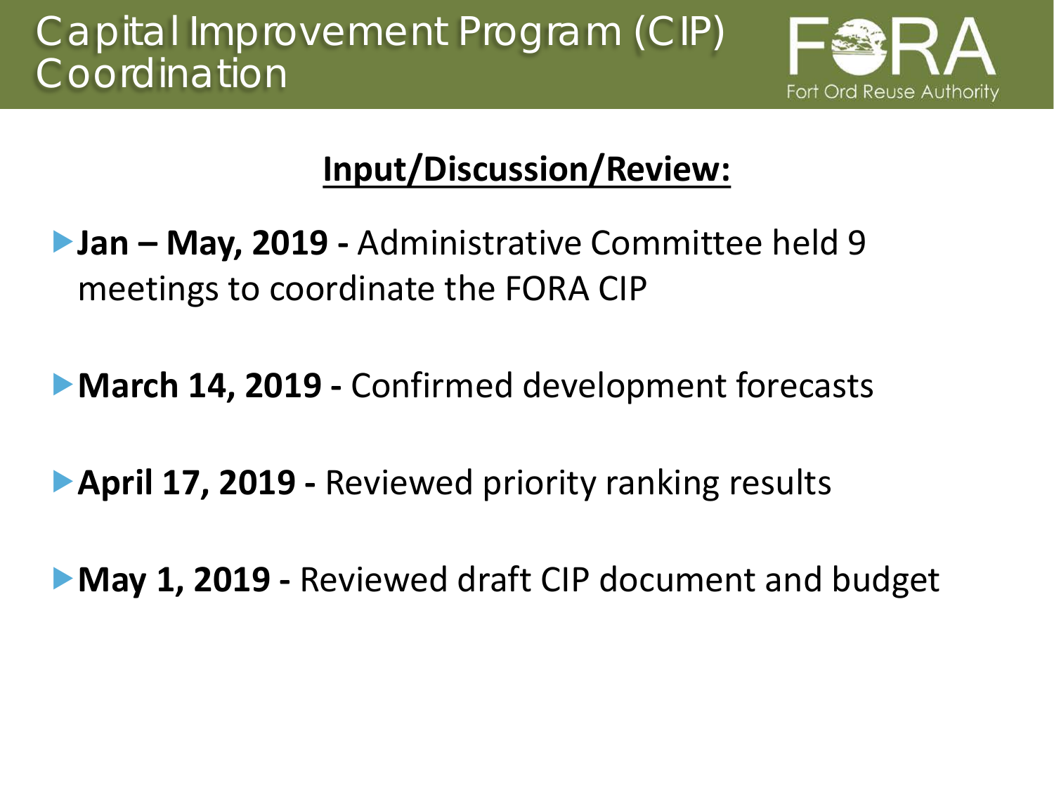# Capital Improvement Program (CIP) Coordination

FORA
Fort Ord Reuse Authority

## Input/Discussion/Review:

- **Jan – May, 2019 -** Administrative Committee held 9 meetings to coordinate the FORA CIP
- **March 14, 2019 -** Confirmed development forecasts
- **April 17, 2019 -** Reviewed priority ranking results
- **May 1, 2019 -** Reviewed draft CIP document and budget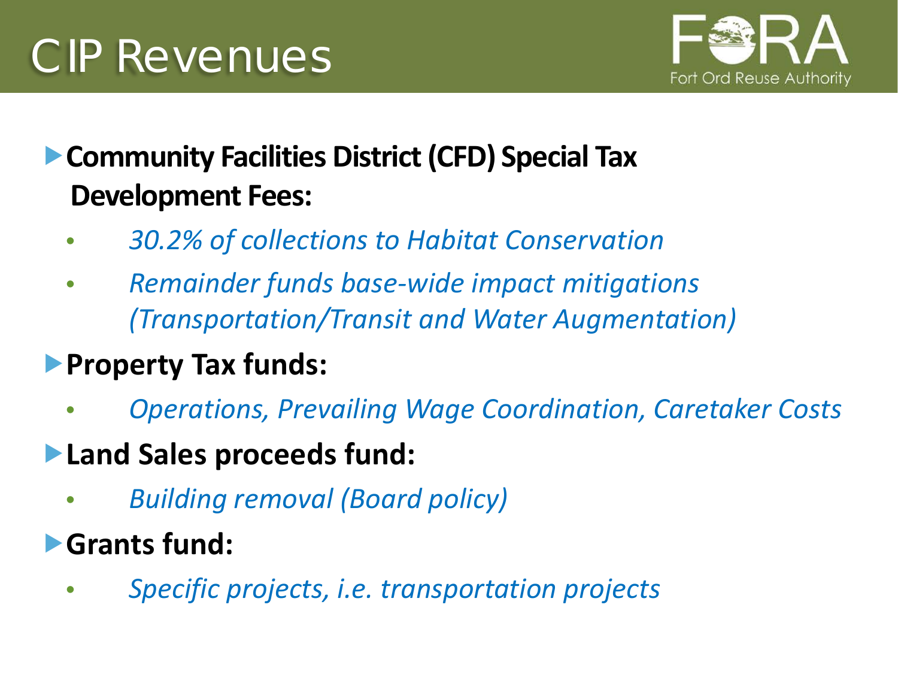# CIP Revenues

- **Community Facilities District (CFD) Special Tax Development Fees:**
  - *30.2% of collections to Habitat Conservation*
  - *Remainder funds base-wide impact mitigations (Transportation/Transit and Water Augmentation)*
- **Property Tax funds:**
  - *Operations, Prevailing Wage Coordination, Caretaker Costs*
- **Land Sales proceeds fund:**
  - *Building removal (Board policy)*
- **Grants fund:**
  - *Specific projects, i.e. transportation projects*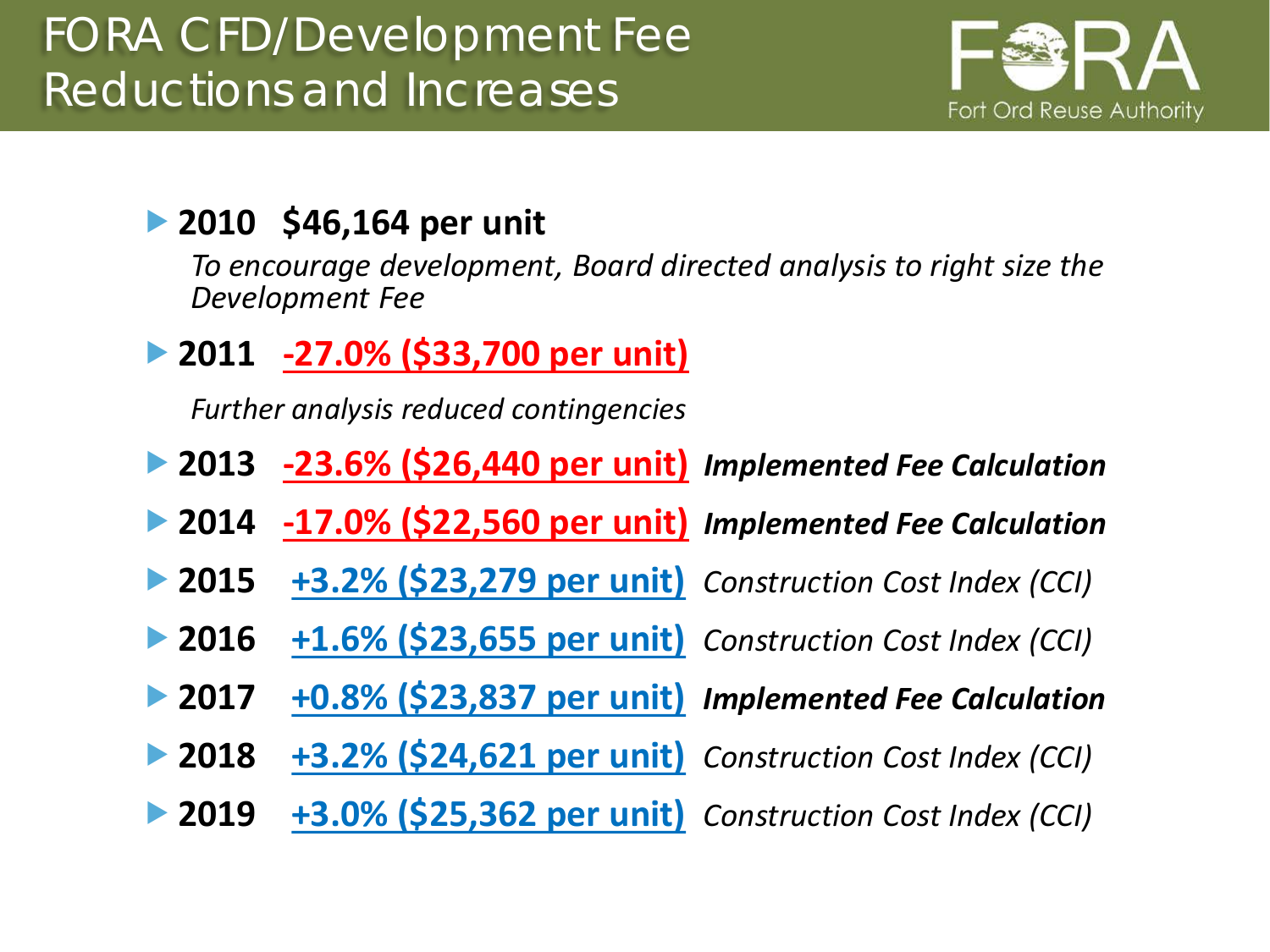# FORA CFD/Development Fee Reductions and Increases

- **2010 $46,164 per unit**

  *To encourage development, Board directed analysis to right size the Development Fee*

- **2011 -27.0% ($33,700 per unit)**

  *Further analysis reduced contingencies*

- **2013 -23.6% ($26,440 per unit)** ***Implemented Fee Calculation***
- **2014 -17.0% ($22,560 per unit)** ***Implemented Fee Calculation***
- **2015 +3.2% ($23,279 per unit)** *Construction Cost Index (CCI)*
- **2016 +1.6% ($23,655 per unit)** *Construction Cost Index (CCI)*
- **2017 +0.8% ($23,837 per unit)** ***Implemented Fee Calculation***
- **2018 +3.2% ($24,621 per unit)** *Construction Cost Index (CCI)*
- **2019 +3.0% ($25,362 per unit)** *Construction Cost Index (CCI)*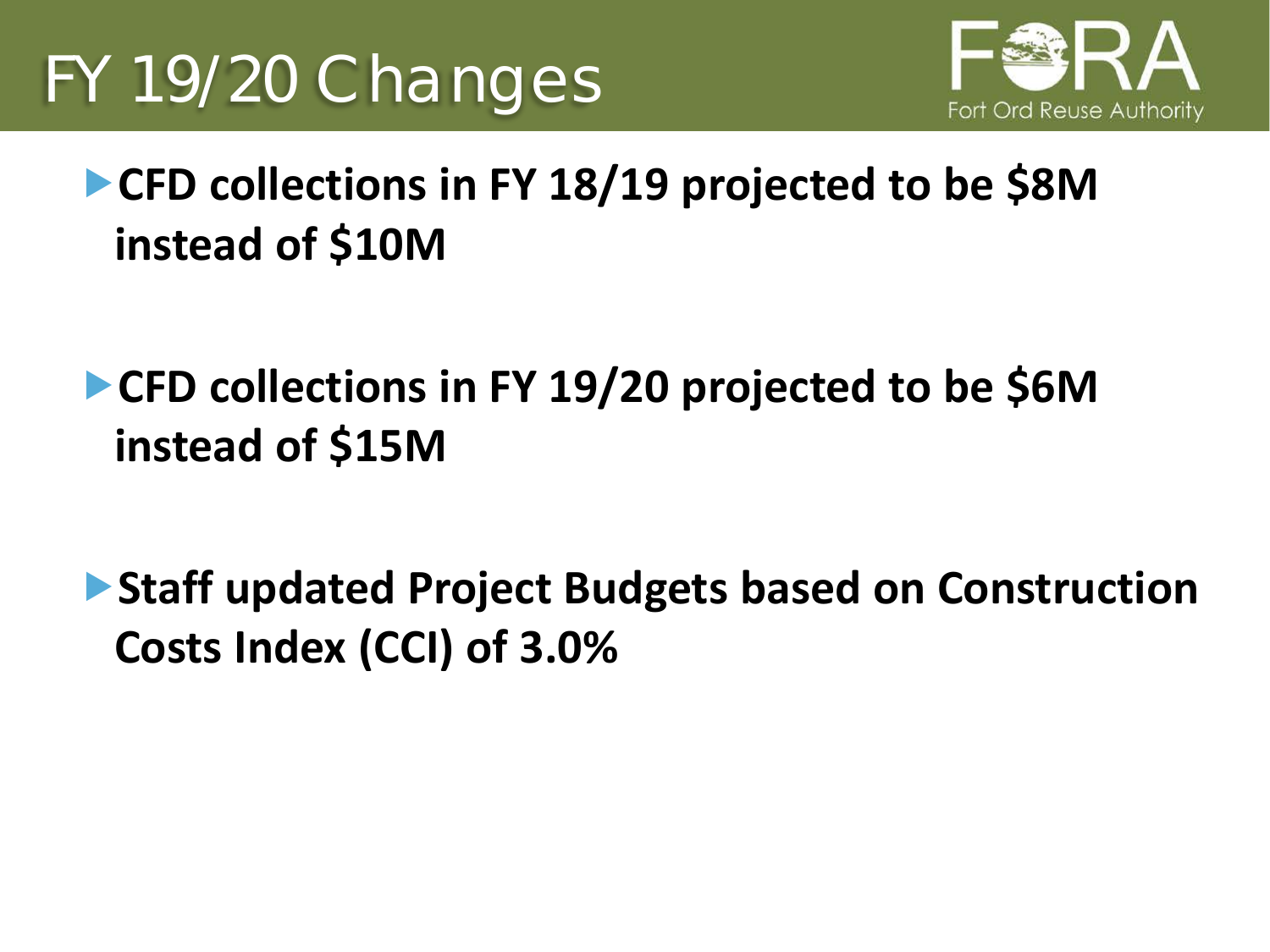# FY 19/20 Changes

- **CFD collections in FY 18/19 projected to be $8M instead of $10M**

- **CFD collections in FY 19/20 projected to be $6M instead of $15M**

- **Staff updated Project Budgets based on Construction Costs Index (CCI) of 3.0%**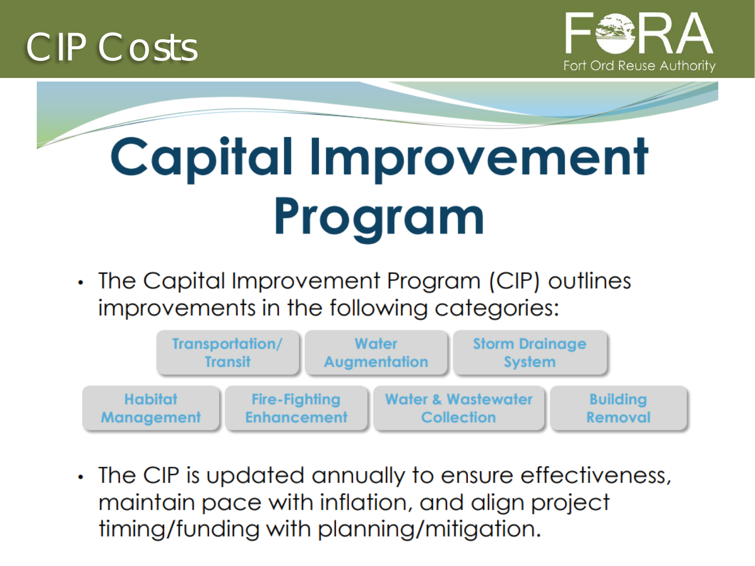# CIP Costs

Fort Ord Reuse Authority

## Capital Improvement Program

- The Capital Improvement Program (CIP) outlines improvements in the following categories:

  - Transportation/Transit
  - Water Augmentation
  - Storm Drainage System
  - Habitat Management
  - Fire-Fighting Enhancement
  - Water & Wastewater Collection
  - Building Removal

- The CIP is updated annually to ensure effectiveness, maintain pace with inflation, and align project timing/funding with planning/mitigation.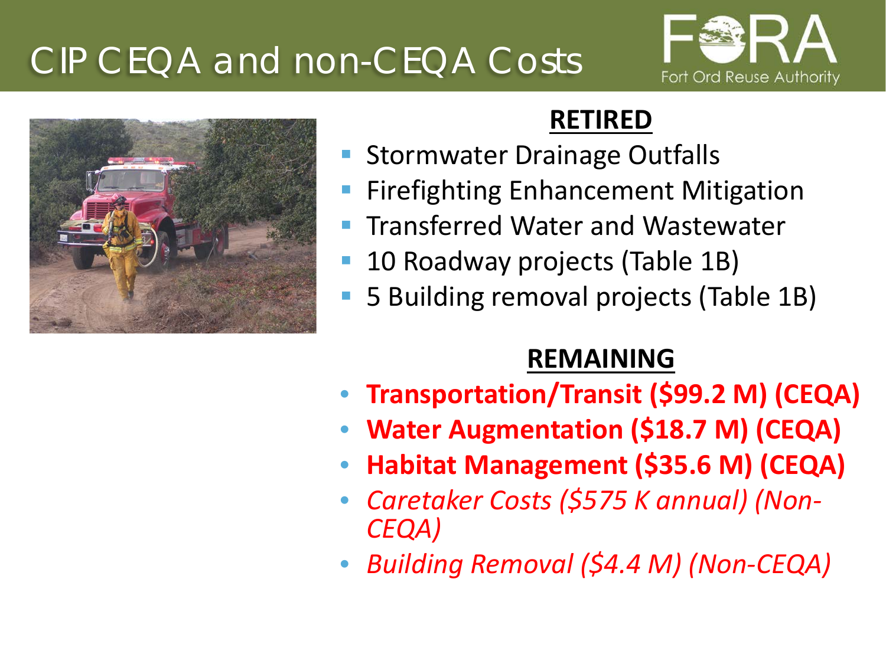# CIP CEQA and non-CEQA Costs

## RETIRED

- Stormwater Drainage Outfalls
- Firefighting Enhancement Mitigation
- Transferred Water and Wastewater
- 10 Roadway projects (Table 1B)
- 5 Building removal projects (Table 1B)

## REMAINING

- **Transportation/Transit ($99.2 M) (CEQA)**
- **Water Augmentation ($18.7 M) (CEQA)**
- **Habitat Management ($35.6 M) (CEQA)**
- *Caretaker Costs ($575 K annual) (Non-CEQA)*
- *Building Removal ($4.4 M) (Non-CEQA)*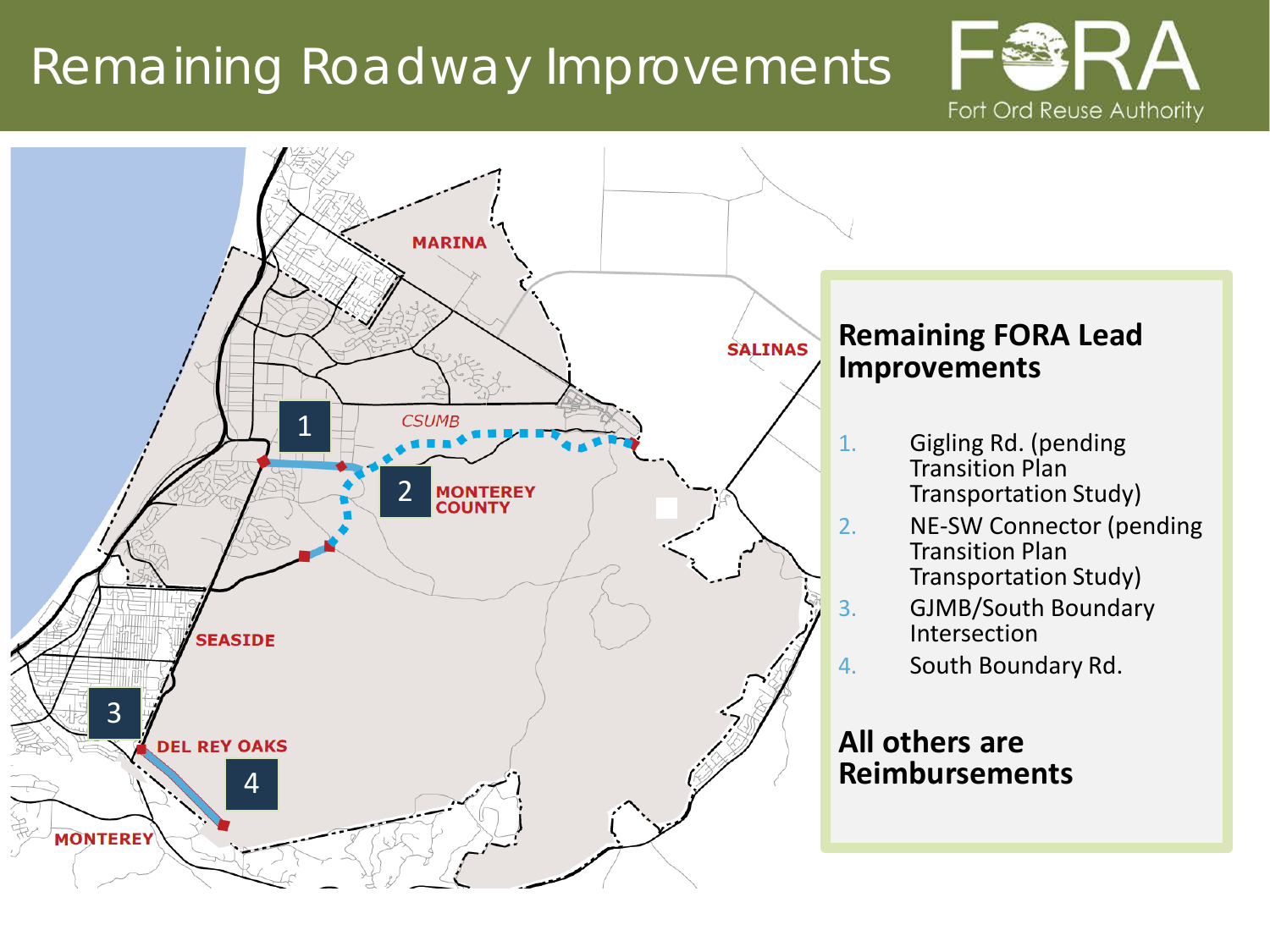# Remaining Roadway Improvements

FORA
Fort Ord Reuse Authority

MARINA

SALINAS

CSUMB

1

2

MONTEREY COUNTY

SEASIDE

3

DEL REY OAKS

4

MONTEREY

## Remaining FORA Lead Improvements

1. Gigling Rd. (pending Transition Plan Transportation Study)
2. NE-SW Connector (pending Transition Plan Transportation Study)
3. GJMB/South Boundary Intersection
4. South Boundary Rd.

**All others are Reimbursements**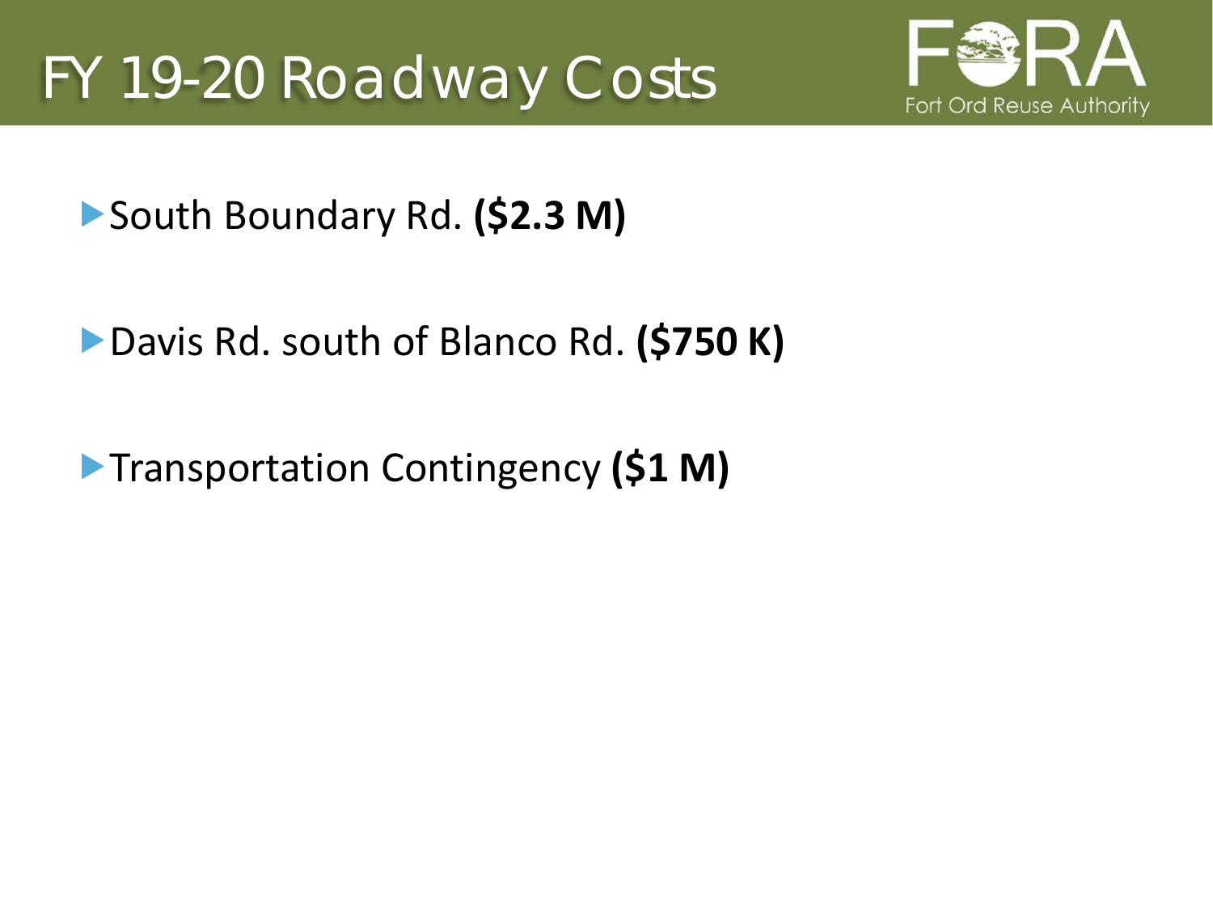# FY 19-20 Roadway Costs

Fort Ord Reuse Authority

- South Boundary Rd. **($2.3 M)**
- Davis Rd. south of Blanco Rd. **($750 K)**
- Transportation Contingency **($1 M)**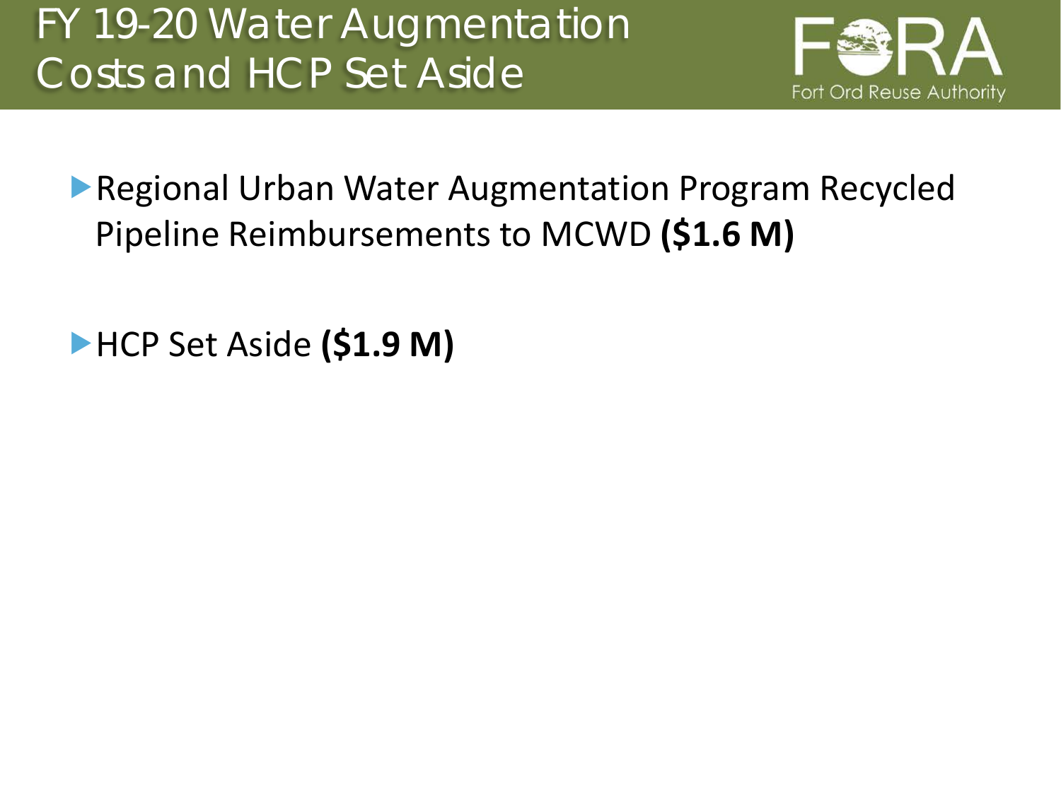# FY 19-20 Water Augmentation Costs and HCP Set Aside

- Regional Urban Water Augmentation Program Recycled Pipeline Reimbursements to MCWD **($1.6 M)**
- HCP Set Aside **($1.9 M)**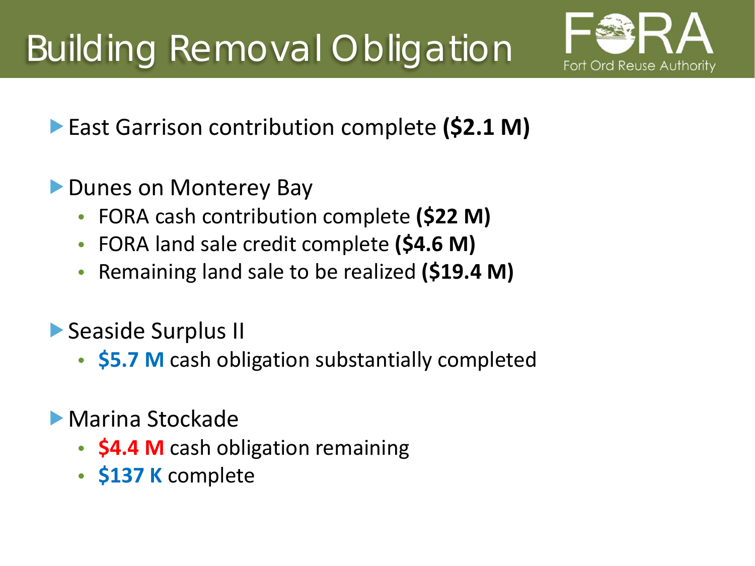# Building Removal Obligation

- East Garrison contribution complete **($2.1 M)**

- Dunes on Monterey Bay
  - FORA cash contribution complete **($22 M)**
  - FORA land sale credit complete **($4.6 M)**
  - Remaining land sale to be realized **($19.4 M)**

- Seaside Surplus II
  - **$5.7 M** cash obligation substantially completed

- Marina Stockade
  - **$4.4 M** cash obligation remaining
  - **$137 K** complete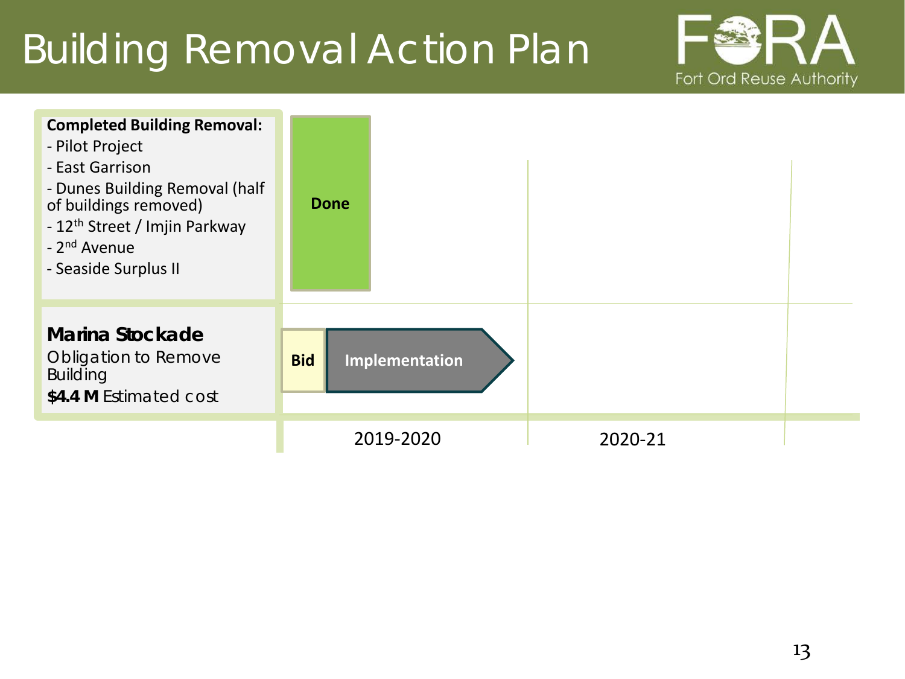# Building Removal Action Plan

Fort Ord Reuse Authority

| | 2019-2020 | 2020-21 |
|---|---|---|
| **Completed Building Removal:**<br>- Pilot Project<br>- East Garrison<br>- Dunes Building Removal (half of buildings removed)<br>- 12th Street / Imjin Parkway<br>- 2nd Avenue<br>- Seaside Surplus II | **Done** | |
| **Marina Stockade**<br>Obligation to Remove Building<br>**$4.4 M** Estimated cost | **Bid** → **Implementation** | |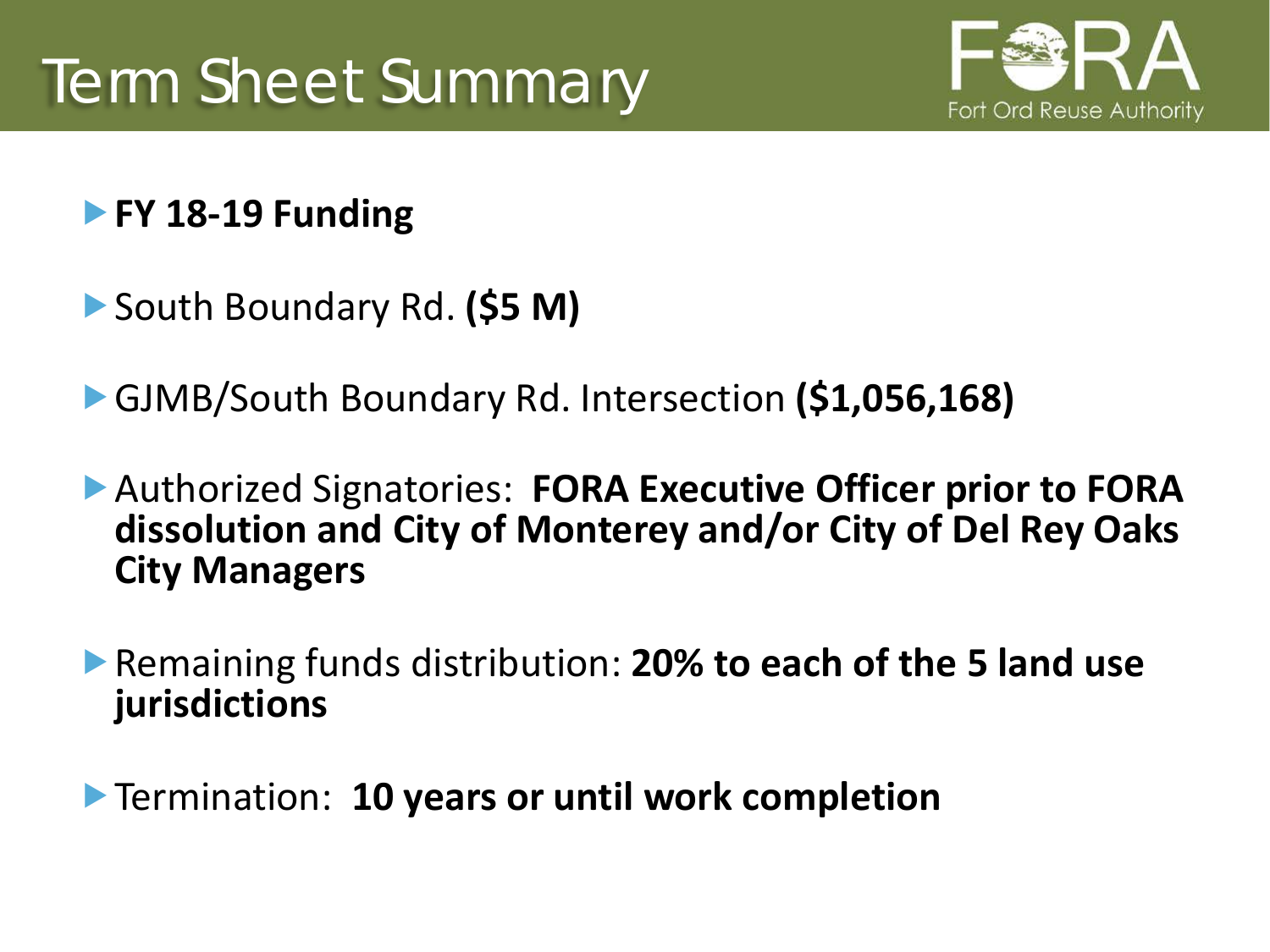# Term Sheet Summary

Fort Ord Reuse Authority

- **FY 18-19 Funding**
- South Boundary Rd. **($5 M)**
- GJMB/South Boundary Rd. Intersection **($1,056,168)**
- Authorized Signatories: **FORA Executive Officer prior to FORA dissolution and City of Monterey and/or City of Del Rey Oaks City Managers**
- Remaining funds distribution: **20% to each of the 5 land use jurisdictions**
- Termination: **10 years or until work completion**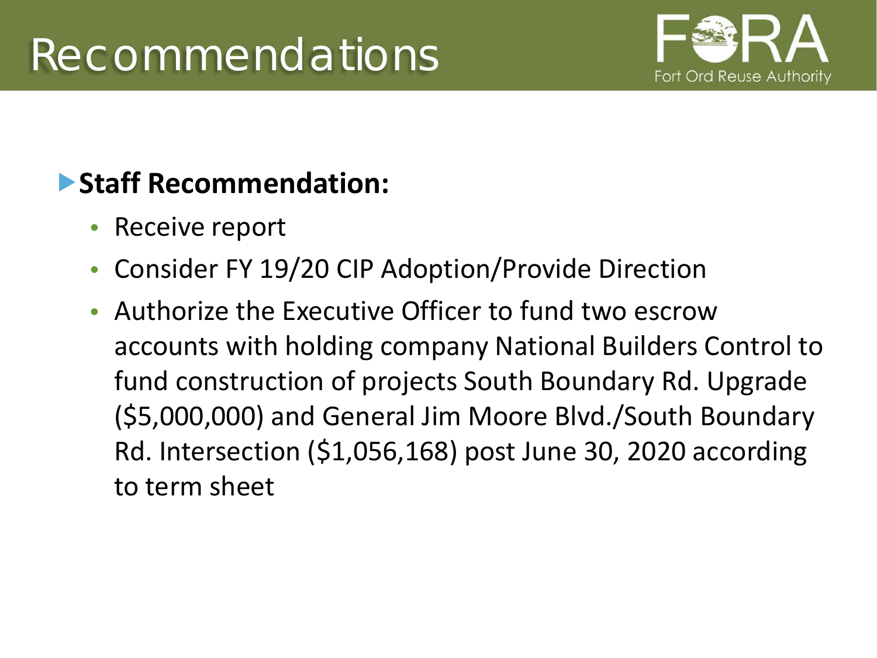# Recommendations

- **Staff Recommendation:**
  - Receive report
  - Consider FY 19/20 CIP Adoption/Provide Direction
  - Authorize the Executive Officer to fund two escrow accounts with holding company National Builders Control to fund construction of projects South Boundary Rd. Upgrade ($5,000,000) and General Jim Moore Blvd./South Boundary Rd. Intersection ($1,056,168) post June 30, 2020 according to term sheet